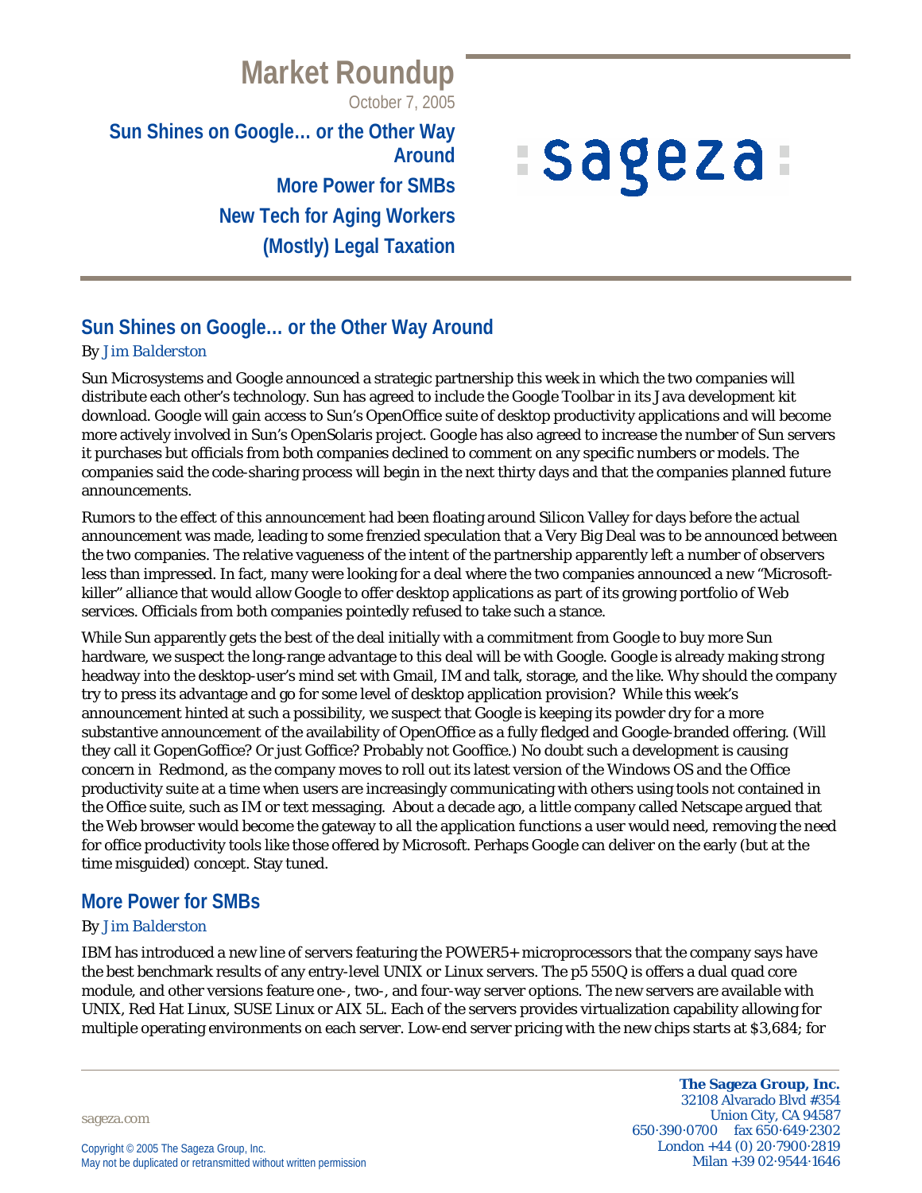# Market Roundup

October 7, 2005

**Sun Shines on Google… or the Other Way Around**

**More Power for SMBs**

**New Tech for Aging Workers**

**(Mostly) Legal Taxation**

## Sun Shines on Google… or the Other Way Around

By Jim Balderston

Sun Microsystems and Google announced a strategic partnership this week in which the two companies will distribute each other's technology. Sun has agreed to include the Google Toolbar in its Java development kit download. Google will gain access to Sun's OpenOffice suite of desktop productivity applications and will become more actively involved in Sun's OpenSolaris project. Google has also agreed to increase the number of Sun servers it purchases but officials from both companies declined to comment on any specific numbers or models. The companies said the code-sharing process will begin in the next thirty days and that the companies planned future announcements.

Rumors to the effect of this announcement had been floating around Silicon Valley for days before the actual announcement was made, leading to some frenzied speculation that a Very Big Deal was to be announced between the two companies. The relative vagueness of the intent of the partnership apparently left a number of observers less than impressed. In fact, many were looking for a deal where the two companies announced a new "Microsoft-killer" alliance that would allow Google to offer desktop applications as part of its growing portfolio of Web services. Officials from both companies pointedly refused to take such a stance.

While Sun apparently gets the best of the deal initially with a commitment from Google to buy more Sun hardware, we suspect the long-range advantage to this deal will be with Google. Google is already making strong headway into the desktop-user's mind set with Gmail, IM and talk, storage, and the like. Why should the company try to press its advantage and go for some level of desktop application provision? While this week's announcement hinted at such a possibility, we suspect that Google is keeping its powder dry for a more substantive announcement of the availability of OpenOffice as a fully fledged and Google-branded offering. (Will they call it GopenGoffice? Or just Goffice? Probably not Gooffice.) No doubt such a development is causing concern in Redmond, as the company moves to roll out its latest version of the Windows OS and the Office productivity suite at a time when users are increasingly communicating with others using tools not contained in the Office suite, such as IM or text messaging. About a decade ago, a little company called Netscape argued that the Web browser would become the gateway to all the application functions a user would need, removing the need for office productivity tools like those offered by Microsoft. Perhaps Google can deliver on the early (but at the time misguided) concept. Stay tuned.

## More Power for SMBs

By Jim Balderston

IBM has introduced a new line of servers featuring the POWER5+ microprocessors that the company says have the best benchmark results of any entry-level UNIX or Linux servers. The p5 550Q is offers a dual quad core module, and other versions feature one-, two-, and four-way server options. The new servers are available with UNIX, Red Hat Linux, SUSE Linux or AIX 5L. Each of the servers provides virtualization capability allowing for multiple operating environments on each server. Low-end server pricing with the new chips starts at $3,684; for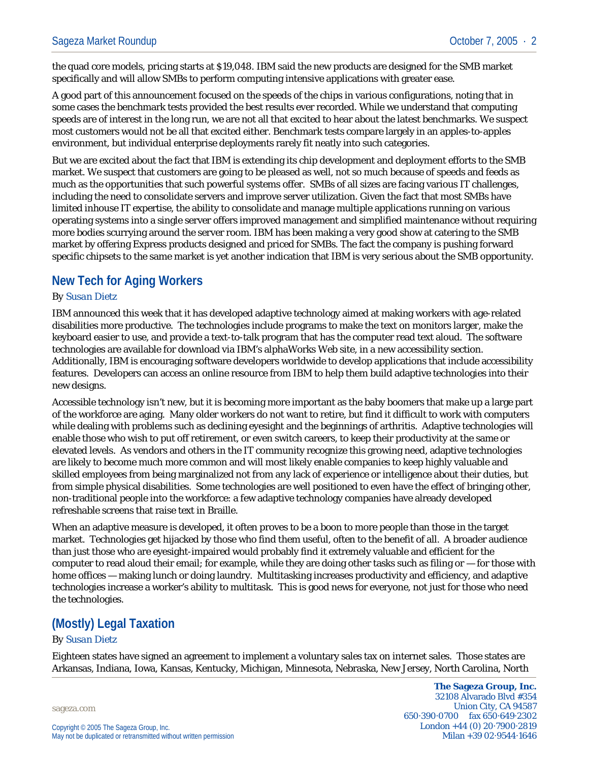the quad core models, pricing starts at $19,048. IBM said the new products are designed for the SMB market specifically and will allow SMBs to perform computing intensive applications with greater ease.

A good part of this announcement focused on the speeds of the chips in various configurations, noting that in some cases the benchmark tests provided the best results ever recorded. While we understand that computing speeds are of interest in the long run, we are not all that excited to hear about the latest benchmarks. We suspect most customers would not be all that excited either. Benchmark tests compare largely in an apples-to-apples environment, but individual enterprise deployments rarely fit neatly into such categories.

But we are excited about the fact that IBM is extending its chip development and deployment efforts to the SMB market. We suspect that customers are going to be pleased as well, not so much because of speeds and feeds as much as the opportunities that such powerful systems offer. SMBs of all sizes are facing various IT challenges, including the need to consolidate servers and improve server utilization. Given the fact that most SMBs have limited inhouse IT expertise, the ability to consolidate and manage multiple applications running on various operating systems into a single server offers improved management and simplified maintenance without requiring more bodies scurrying around the server room. IBM has been making a very good show at catering to the SMB market by offering Express products designed and priced for SMBs. The fact the company is pushing forward specific chipsets to the same market is yet another indication that IBM is very serious about the SMB opportunity.

## New Tech for Aging Workers

By Susan Dietz

IBM announced this week that it has developed adaptive technology aimed at making workers with age-related disabilities more productive. The technologies include programs to make the text on monitors larger, make the keyboard easier to use, and provide a text-to-talk program that has the computer read text aloud. The software technologies are available for download via IBM's alphaWorks Web site, in a new accessibility section. Additionally, IBM is encouraging software developers worldwide to develop applications that include accessibility features. Developers can access an online resource from IBM to help them build adaptive technologies into their new designs.

Accessible technology isn't new, but it is becoming more important as the baby boomers that make up a large part of the workforce are aging. Many older workers do not want to retire, but find it difficult to work with computers while dealing with problems such as declining eyesight and the beginnings of arthritis. Adaptive technologies will enable those who wish to put off retirement, or even switch careers, to keep their productivity at the same or elevated levels. As vendors and others in the IT community recognize this growing need, adaptive technologies are likely to become much more common and will most likely enable companies to keep highly valuable and skilled employees from being marginalized not from any lack of experience or intelligence about their duties, but from simple physical disabilities. Some technologies are well positioned to even have the effect of bringing other, non-traditional people into the workforce: a few adaptive technology companies have already developed refreshable screens that raise text in Braille.

When an adaptive measure is developed, it often proves to be a boon to more people than those in the target market. Technologies get hijacked by those who find them useful, often to the benefit of all. A broader audience than just those who are eyesight-impaired would probably find it extremely valuable and efficient for the computer to read aloud their email; for example, while they are doing other tasks such as filing or — for those with home offices — making lunch or doing laundry. Multitasking increases productivity and efficiency, and adaptive technologies increase a worker's ability to multitask. This is good news for everyone, not just for those who need the technologies.

## (Mostly) Legal Taxation

By Susan Dietz

Eighteen states have signed an agreement to implement a voluntary sales tax on internet sales. Those states are Arkansas, Indiana, Iowa, Kansas, Kentucky, Michigan, Minnesota, Nebraska, New Jersey, North Carolina, North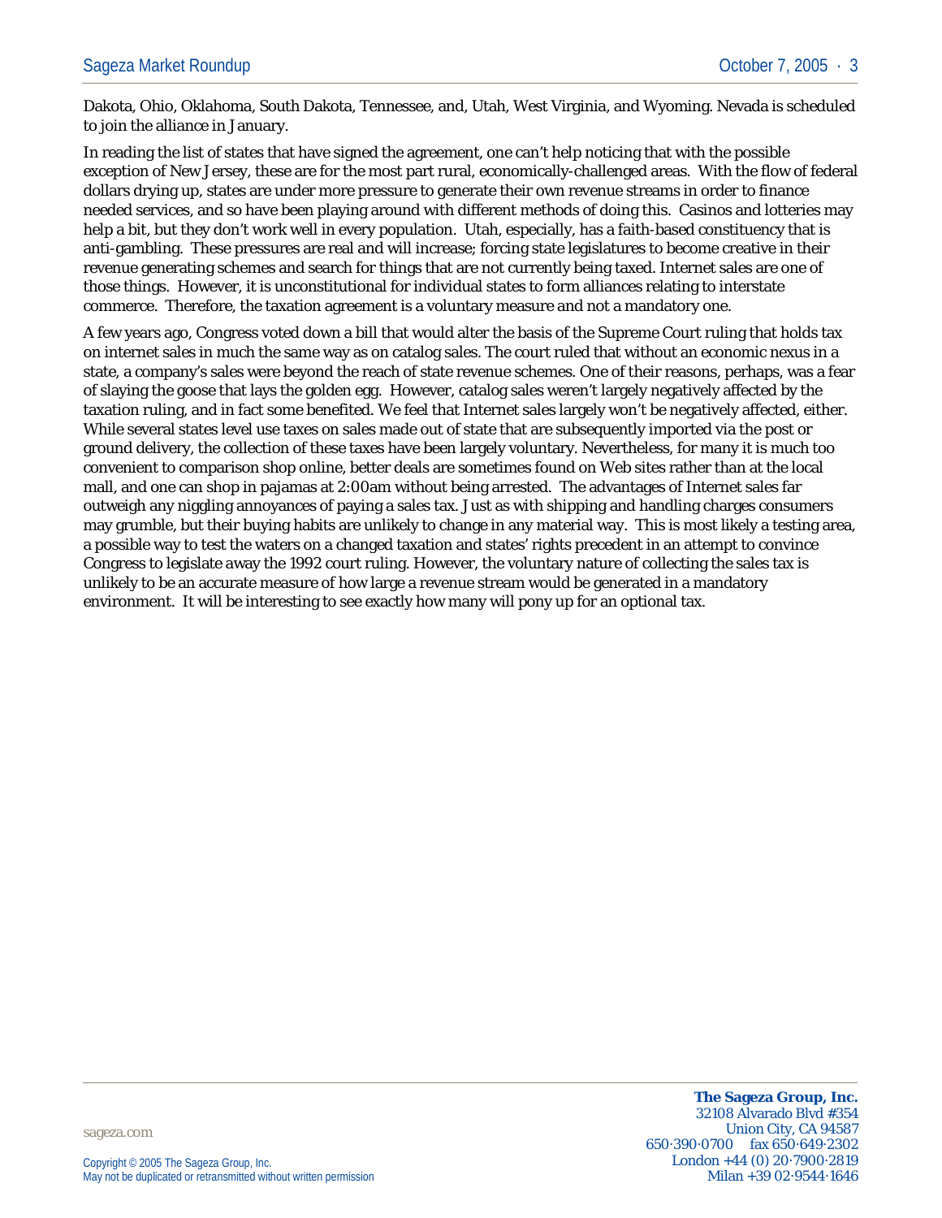Dakota, Ohio, Oklahoma, South Dakota, Tennessee, and, Utah, West Virginia, and Wyoming. Nevada is scheduled to join the alliance in January.

In reading the list of states that have signed the agreement, one can't help noticing that with the possible exception of New Jersey, these are for the most part rural, economically-challenged areas. With the flow of federal dollars drying up, states are under more pressure to generate their own revenue streams in order to finance needed services, and so have been playing around with different methods of doing this. Casinos and lotteries may help a bit, but they don't work well in every population. Utah, especially, has a faith-based constituency that is anti-gambling. These pressures are real and will increase; forcing state legislatures to become creative in their revenue generating schemes and search for things that are not currently being taxed. Internet sales are one of those things. However, it is unconstitutional for individual states to form alliances relating to interstate commerce. Therefore, the taxation agreement is a voluntary measure and not a mandatory one.

A few years ago, Congress voted down a bill that would alter the basis of the Supreme Court ruling that holds tax on internet sales in much the same way as on catalog sales. The court ruled that without an economic nexus in a state, a company's sales were beyond the reach of state revenue schemes. One of their reasons, perhaps, was a fear of slaying the goose that lays the golden egg. However, catalog sales weren't largely negatively affected by the taxation ruling, and in fact some benefited. We feel that Internet sales largely won't be negatively affected, either. While several states level use taxes on sales made out of state that are subsequently imported via the post or ground delivery, the collection of these taxes have been largely voluntary. Nevertheless, for many it is much too convenient to comparison shop online, better deals are sometimes found on Web sites rather than at the local mall, and one can shop in pajamas at 2:00am without being arrested. The advantages of Internet sales far outweigh any niggling annoyances of paying a sales tax. Just as with shipping and handling charges consumers may grumble, but their buying habits are unlikely to change in any material way. This is most likely a testing area, a possible way to test the waters on a changed taxation and states' rights precedent in an attempt to convince Congress to legislate away the 1992 court ruling. However, the voluntary nature of collecting the sales tax is unlikely to be an accurate measure of how large a revenue stream would be generated in a mandatory environment. It will be interesting to see exactly how many will pony up for an optional tax.